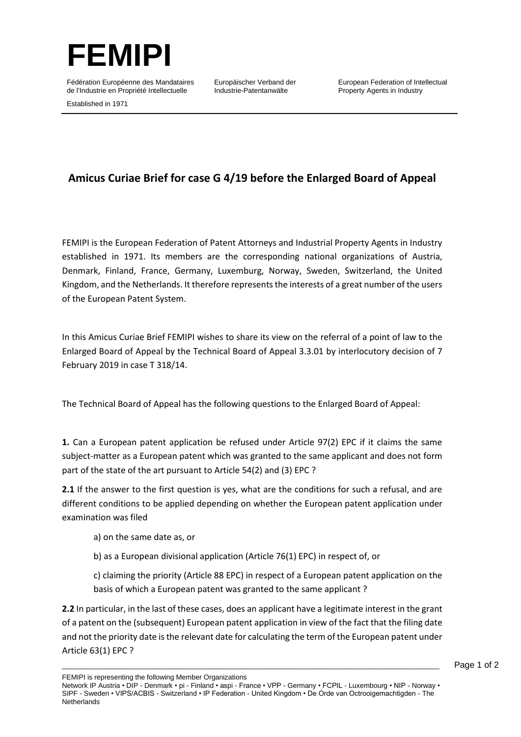# FEMIPI

Fédération Européenne des Mandataires de l'Industrie en Propriété Intellectuelle

Europäischer Verband der Industrie-Patentanwälte

European Federation of Intellectual Property Agents in Industry

Established in 1971

## Amicus Curiae Brief for case G 4/19 before the Enlarged Board of Appeal

FEMIPI is the European Federation of Patent Attorneys and Industrial Property Agents in Industry established in 1971. Its members are the corresponding national organizations of Austria, Denmark, Finland, France, Germany, Luxemburg, Norway, Sweden, Switzerland, the United Kingdom, and the Netherlands. It therefore represents the interests of a great number of the users of the European Patent System.

In this Amicus Curiae Brief FEMIPI wishes to share its view on the referral of a point of law to the Enlarged Board of Appeal by the Technical Board of Appeal 3.3.01 by interlocutory decision of 7 February 2019 in case T 318/14.

The Technical Board of Appeal has the following questions to the Enlarged Board of Appeal:

**1.** Can a European patent application be refused under Article 97(2) EPC if it claims the same subject-matter as a European patent which was granted to the same applicant and does not form part of the state of the art pursuant to Article 54(2) and (3) EPC ?

**2.1** If the answer to the first question is yes, what are the conditions for such a refusal, and are different conditions to be applied depending on whether the European patent application under examination was filed

a) on the same date as, or

b) as a European divisional application (Article 76(1) EPC) in respect of, or

c) claiming the priority (Article 88 EPC) in respect of a European patent application on the basis of which a European patent was granted to the same applicant ?

**2.2** In particular, in the last of these cases, does an applicant have a legitimate interest in the grant of a patent on the (subsequent) European patent application in view of the fact that the filing date and not the priority date is the relevant date for calculating the term of the European patent under Article 63(1) EPC ?

FEMIPI is representing the following Member Organizations

Network IP Austria • DIP - Denmark • pi - Finland • aspi - France • VPP - Germany • FCPIL - Luxembourg • NIP - Norway • SIPF - Sweden • VIPS/ACBIS - Switzerland • IP Federation - United Kingdom • De Orde van Octrooigemachtigden - The Netherlands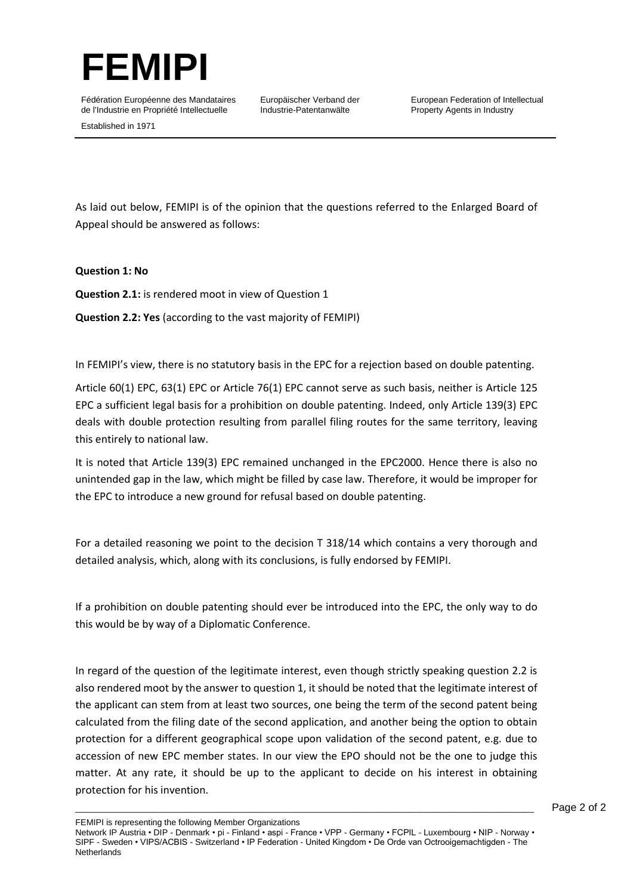# FEMIPI

Fédération Européenne des Mandataires de l'Industrie en Propriété Intellectuelle

Europäischer Verband der Industrie-Patentanwälte

European Federation of Intellectual Property Agents in Industry

Established in 1971

As laid out below, FEMIPI is of the opinion that the questions referred to the Enlarged Board of Appeal should be answered as follows:

**Question 1: No**

**Question 2.1:** is rendered moot in view of Question 1

**Question 2.2: Yes** (according to the vast majority of FEMIPI)

In FEMIPI's view, there is no statutory basis in the EPC for a rejection based on double patenting.

Article 60(1) EPC, 63(1) EPC or Article 76(1) EPC cannot serve as such basis, neither is Article 125 EPC a sufficient legal basis for a prohibition on double patenting. Indeed, only Article 139(3) EPC deals with double protection resulting from parallel filing routes for the same territory, leaving this entirely to national law.

It is noted that Article 139(3) EPC remained unchanged in the EPC2000. Hence there is also no unintended gap in the law, which might be filled by case law. Therefore, it would be improper for the EPC to introduce a new ground for refusal based on double patenting.

For a detailed reasoning we point to the decision T 318/14 which contains a very thorough and detailed analysis, which, along with its conclusions, is fully endorsed by FEMIPI.

If a prohibition on double patenting should ever be introduced into the EPC, the only way to do this would be by way of a Diplomatic Conference.

In regard of the question of the legitimate interest, even though strictly speaking question 2.2 is also rendered moot by the answer to question 1, it should be noted that the legitimate interest of the applicant can stem from at least two sources, one being the term of the second patent being calculated from the filing date of the second application, and another being the option to obtain protection for a different geographical scope upon validation of the second patent, e.g. due to accession of new EPC member states. In our view the EPO should not be the one to judge this matter. At any rate, it should be up to the applicant to decide on his interest in obtaining protection for his invention.

FEMIPI is representing the following Member Organizations

Network IP Austria • DIP - Denmark • pi - Finland • aspi - France • VPP - Germany • FCPIL - Luxembourg • NIP - Norway • SIPF - Sweden • VIPS/ACBIS - Switzerland • IP Federation - United Kingdom • De Orde van Octrooigemachtigden - The Netherlands